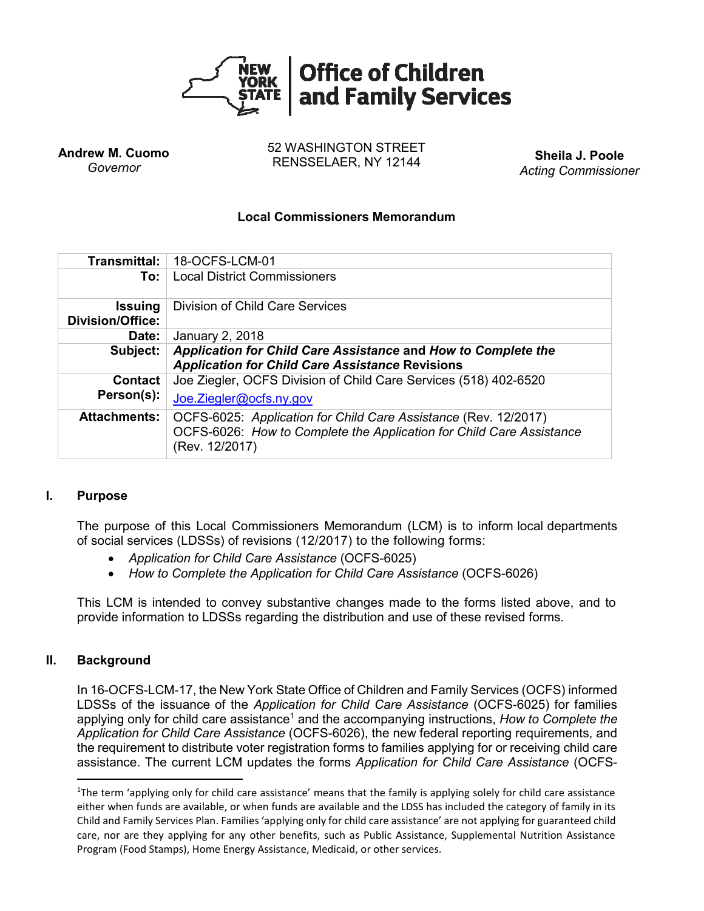**Office of Children and Family Services**

**Andrew M. Cuomo**
*Governor*

52 WASHINGTON STREET
RENSSELAER, NY 12144

**Sheila J. Poole**
*Acting Commissioner*

### Local Commissioners Memorandum

| | |
|---|---|
| **Transmittal:** | 18-OCFS-LCM-01 |
| **To:** | Local District Commissioners |
| **Issuing Division/Office:** | Division of Child Care Services |
| **Date:** | January 2, 2018 |
| **Subject:** | ***Application for Child Care Assistance* and *How to Complete the Application for Child Care Assistance* Revisions** |
| **Contact Person(s):** | Joe Ziegler, OCFS Division of Child Care Services (518) 402-6520 Joe.Ziegler@ocfs.ny.gov |
| **Attachments:** | OCFS-6025: *Application for Child Care Assistance* (Rev. 12/2017) OCFS-6026: *How to Complete the Application for Child Care Assistance* (Rev. 12/2017) |

## I. Purpose

The purpose of this Local Commissioners Memorandum (LCM) is to inform local departments of social services (LDSSs) of revisions (12/2017) to the following forms:

- *Application for Child Care Assistance* (OCFS-6025)
- *How to Complete the Application for Child Care Assistance* (OCFS-6026)

This LCM is intended to convey substantive changes made to the forms listed above, and to provide information to LDSSs regarding the distribution and use of these revised forms.

## II. Background

In 16-OCFS-LCM-17, the New York State Office of Children and Family Services (OCFS) informed LDSSs of the issuance of the *Application for Child Care Assistance* (OCFS-6025) for families applying only for child care assistance[1] and the accompanying instructions, *How to Complete the Application for Child Care Assistance* (OCFS-6026), the new federal reporting requirements, and the requirement to distribute voter registration forms to families applying for or receiving child care assistance. The current LCM updates the forms *Application for Child Care Assistance* (OCFS-

[1]The term 'applying only for child care assistance' means that the family is applying solely for child care assistance either when funds are available, or when funds are available and the LDSS has included the category of family in its Child and Family Services Plan. Families 'applying only for child care assistance' are not applying for guaranteed child care, nor are they applying for any other benefits, such as Public Assistance, Supplemental Nutrition Assistance Program (Food Stamps), Home Energy Assistance, Medicaid, or other services.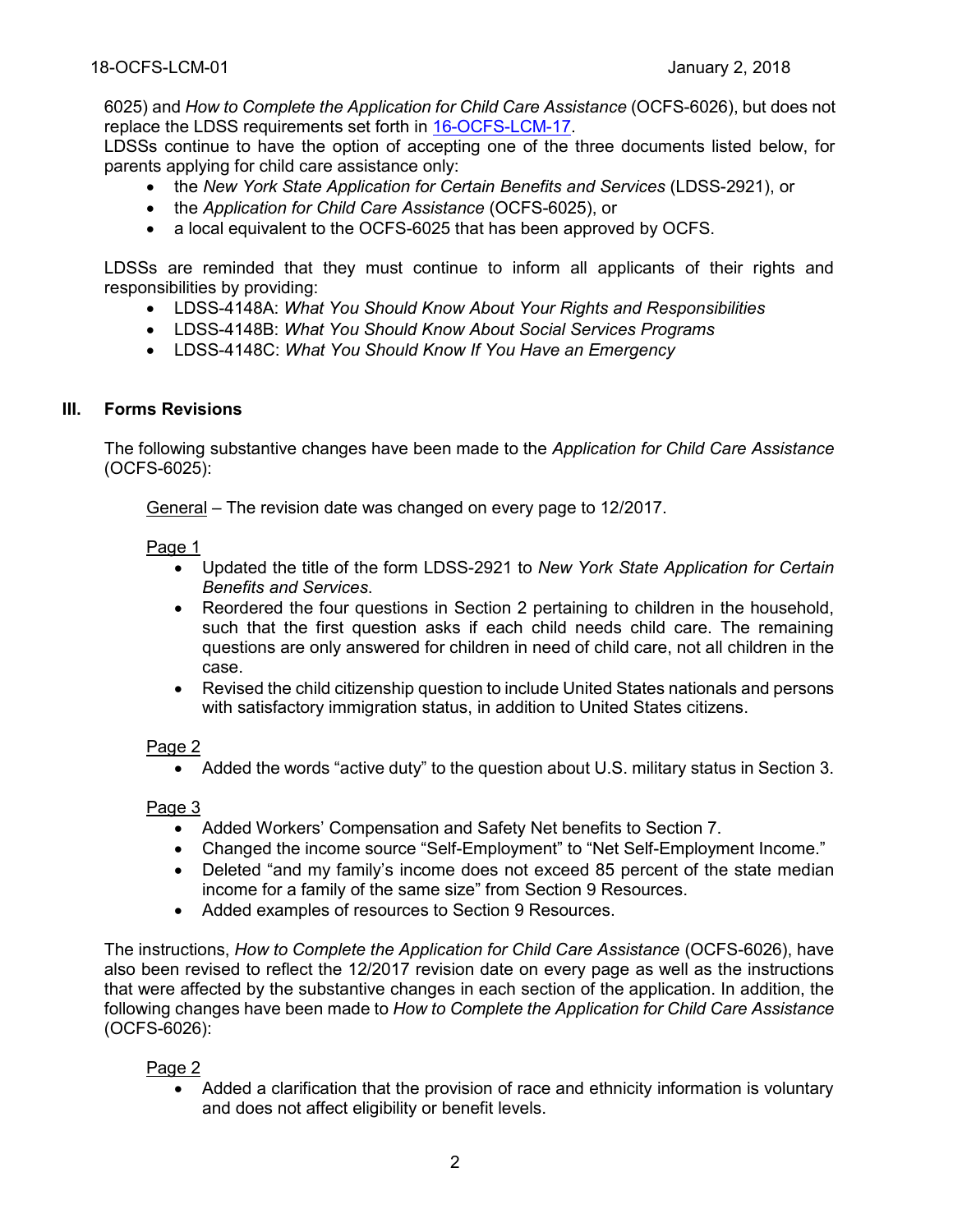6025) and *How to Complete the Application for Child Care Assistance* (OCFS-6026), but does not replace the LDSS requirements set forth in [16-OCFS-LCM-17](16-OCFS-LCM-17).

LDSSs continue to have the option of accepting one of the three documents listed below, for parents applying for child care assistance only:

- the *New York State Application for Certain Benefits and Services* (LDSS-2921), or
- the *Application for Child Care Assistance* (OCFS-6025), or
- a local equivalent to the OCFS-6025 that has been approved by OCFS.

LDSSs are reminded that they must continue to inform all applicants of their rights and responsibilities by providing:

- LDSS-4148A: *What You Should Know About Your Rights and Responsibilities*
- LDSS-4148B: *What You Should Know About Social Services Programs*
- LDSS-4148C: *What You Should Know If You Have an Emergency*

## III. Forms Revisions

The following substantive changes have been made to the *Application for Child Care Assistance* (OCFS-6025):

General – The revision date was changed on every page to 12/2017.

Page 1

- Updated the title of the form LDSS-2921 to *New York State Application for Certain Benefits and Services*.
- Reordered the four questions in Section 2 pertaining to children in the household, such that the first question asks if each child needs child care. The remaining questions are only answered for children in need of child care, not all children in the case.
- Revised the child citizenship question to include United States nationals and persons with satisfactory immigration status, in addition to United States citizens.

Page 2

- Added the words "active duty" to the question about U.S. military status in Section 3.

Page 3

- Added Workers' Compensation and Safety Net benefits to Section 7.
- Changed the income source "Self-Employment" to "Net Self-Employment Income."
- Deleted "and my family's income does not exceed 85 percent of the state median income for a family of the same size" from Section 9 Resources.
- Added examples of resources to Section 9 Resources.

The instructions, *How to Complete the Application for Child Care Assistance* (OCFS-6026), have also been revised to reflect the 12/2017 revision date on every page as well as the instructions that were affected by the substantive changes in each section of the application. In addition, the following changes have been made to *How to Complete the Application for Child Care Assistance* (OCFS-6026):

Page 2

- Added a clarification that the provision of race and ethnicity information is voluntary and does not affect eligibility or benefit levels.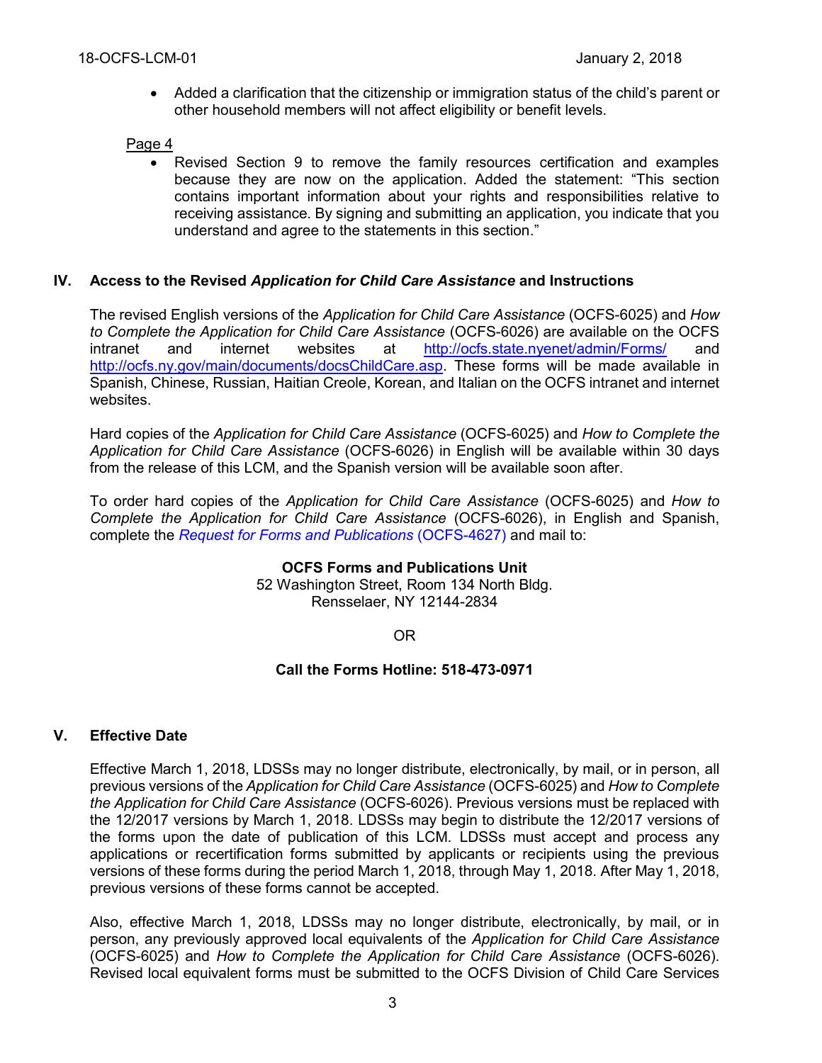- Added a clarification that the citizenship or immigration status of the child's parent or other household members will not affect eligibility or benefit levels.

Page 4

- Revised Section 9 to remove the family resources certification and examples because they are now on the application. Added the statement: "This section contains important information about your rights and responsibilities relative to receiving assistance. By signing and submitting an application, you indicate that you understand and agree to the statements in this section."

## IV. Access to the Revised *Application for Child Care Assistance* and Instructions

The revised English versions of the *Application for Child Care Assistance* (OCFS-6025) and *How to Complete the Application for Child Care Assistance* (OCFS-6026) are available on the OCFS intranet and internet websites at [http://ocfs.state.nyenet/admin/Forms/](http://ocfs.state.nyenet/admin/Forms/) and [http://ocfs.ny.gov/main/documents/docsChildCare.asp](http://ocfs.ny.gov/main/documents/docsChildCare.asp). These forms will be made available in Spanish, Chinese, Russian, Haitian Creole, Korean, and Italian on the OCFS intranet and internet websites.

Hard copies of the *Application for Child Care Assistance* (OCFS-6025) and *How to Complete the Application for Child Care Assistance* (OCFS-6026) in English will be available within 30 days from the release of this LCM, and the Spanish version will be available soon after.

To order hard copies of the *Application for Child Care Assistance* (OCFS-6025) and *How to Complete the Application for Child Care Assistance* (OCFS-6026), in English and Spanish, complete the *Request for Forms and Publications* (OCFS-4627) and mail to:

**OCFS Forms and Publications Unit**
52 Washington Street, Room 134 North Bldg.
Rensselaer, NY 12144-2834

OR

**Call the Forms Hotline: 518-473-0971**

## V. Effective Date

Effective March 1, 2018, LDSSs may no longer distribute, electronically, by mail, or in person, all previous versions of the *Application for Child Care Assistance* (OCFS-6025) and *How to Complete the Application for Child Care Assistance* (OCFS-6026). Previous versions must be replaced with the 12/2017 versions by March 1, 2018. LDSSs may begin to distribute the 12/2017 versions of the forms upon the date of publication of this LCM. LDSSs must accept and process any applications or recertification forms submitted by applicants or recipients using the previous versions of these forms during the period March 1, 2018, through May 1, 2018. After May 1, 2018, previous versions of these forms cannot be accepted.

Also, effective March 1, 2018, LDSSs may no longer distribute, electronically, by mail, or in person, any previously approved local equivalents of the *Application for Child Care Assistance* (OCFS-6025) and *How to Complete the Application for Child Care Assistance* (OCFS-6026). Revised local equivalent forms must be submitted to the OCFS Division of Child Care Services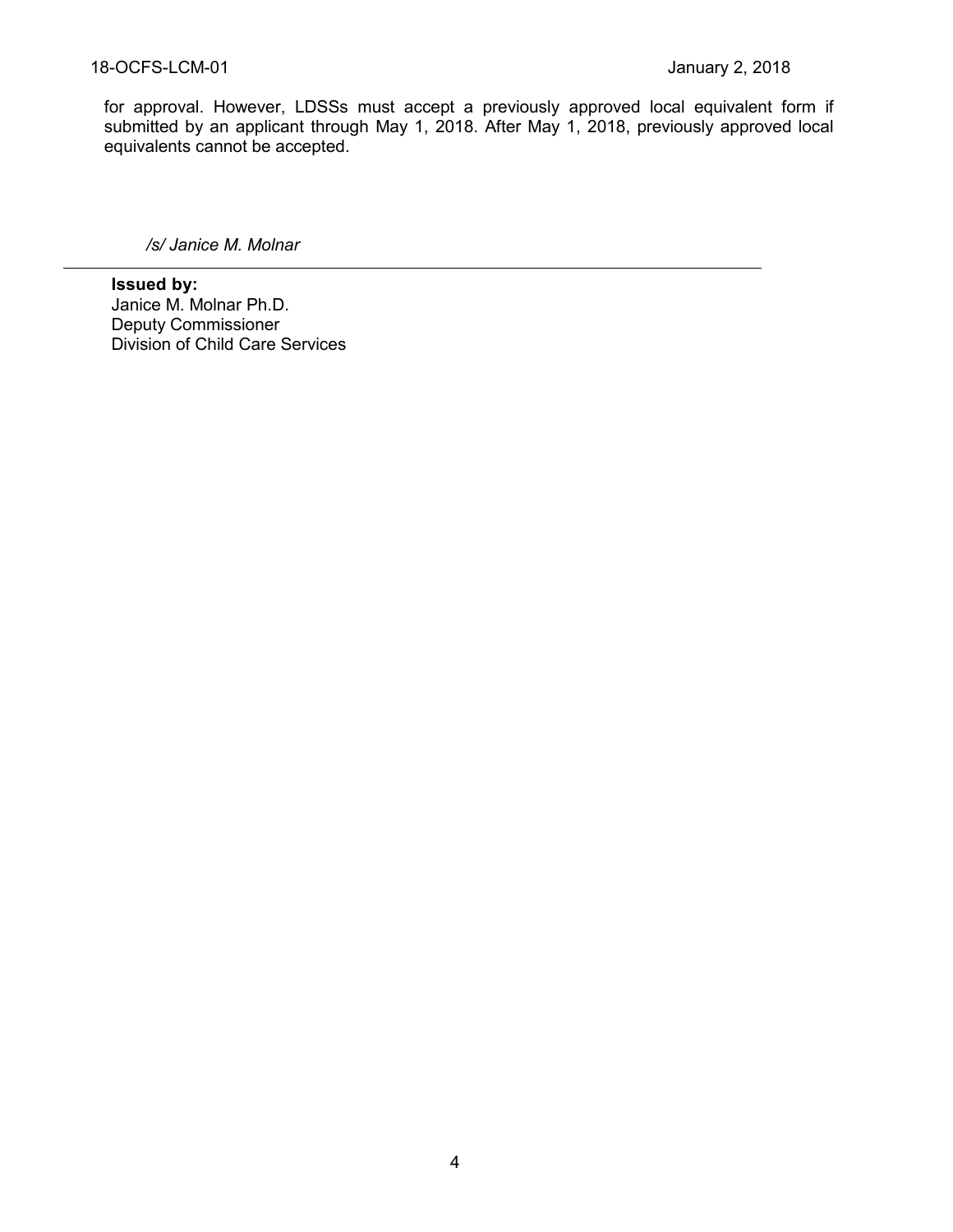for approval. However, LDSSs must accept a previously approved local equivalent form if submitted by an applicant through May 1, 2018. After May 1, 2018, previously approved local equivalents cannot be accepted.

*/s/ Janice M. Molnar*

---

**Issued by:**
Janice M. Molnar Ph.D.
Deputy Commissioner
Division of Child Care Services